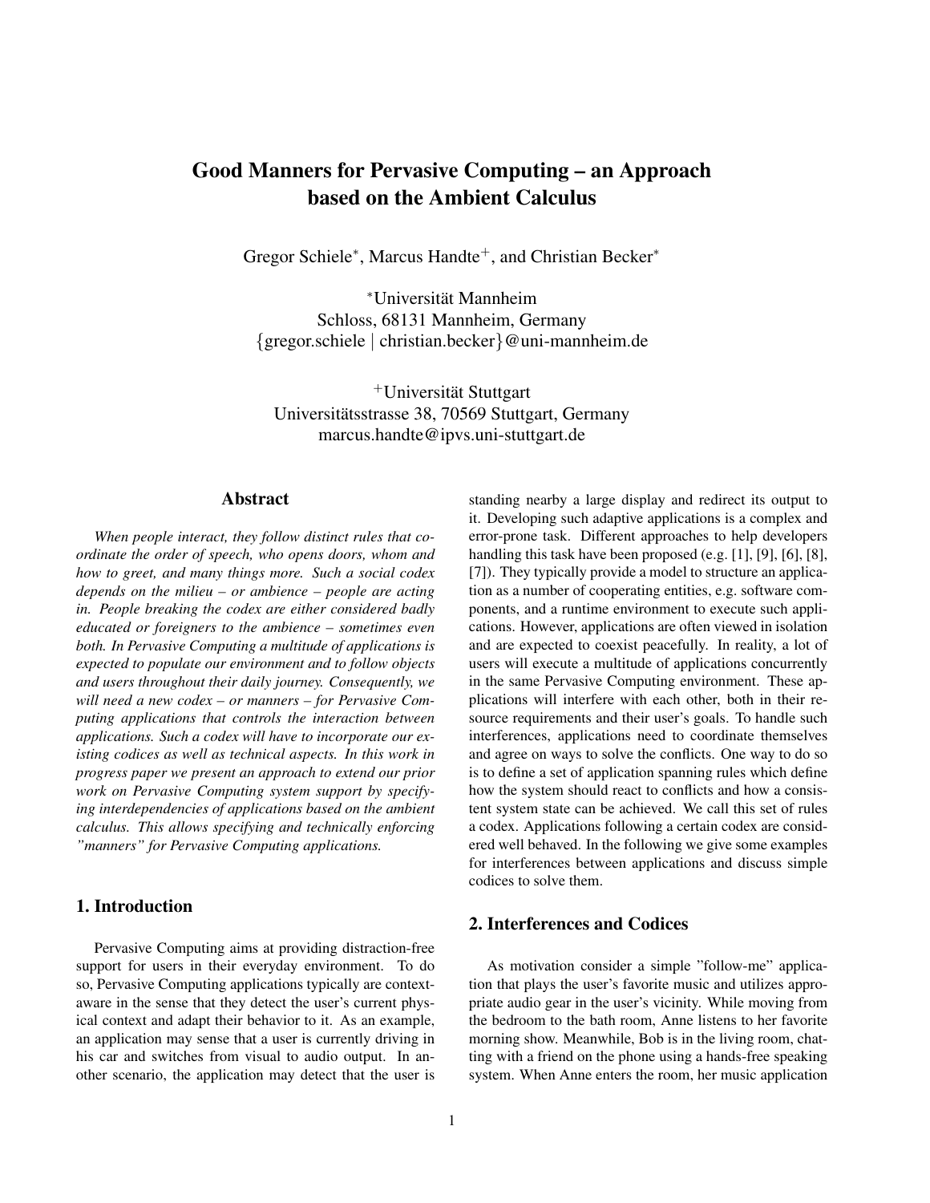# Good Manners for Pervasive Computing – an Approach based on the Ambient Calculus

Gregor Schiele*, Marcus Handte+, and Christian Becker*

*Universität Mannheim
Schloss, 68131 Mannheim, Germany
{gregor.schiele | christian.becker}@uni-mannheim.de

+Universität Stuttgart
Universitätsstrasse 38, 70569 Stuttgart, Germany
marcus.handte@ipvs.uni-stuttgart.de

## Abstract

*When people interact, they follow distinct rules that coordinate the order of speech, who opens doors, whom and how to greet, and many things more. Such a social codex depends on the milieu – or ambience – people are acting in. People breaking the codex are either considered badly educated or foreigners to the ambience – sometimes even both. In Pervasive Computing a multitude of applications is expected to populate our environment and to follow objects and users throughout their daily journey. Consequently, we will need a new codex – or manners – for Pervasive Computing applications that controls the interaction between applications. Such a codex will have to incorporate our existing codices as well as technical aspects. In this work in progress paper we present an approach to extend our prior work on Pervasive Computing system support by specifying interdependencies of applications based on the ambient calculus. This allows specifying and technically enforcing "manners" for Pervasive Computing applications.*

## 1. Introduction

Pervasive Computing aims at providing distraction-free support for users in their everyday environment. To do so, Pervasive Computing applications typically are context-aware in the sense that they detect the user's current physical context and adapt their behavior to it. As an example, an application may sense that a user is currently driving in his car and switches from visual to audio output. In another scenario, the application may detect that the user is standing nearby a large display and redirect its output to it. Developing such adaptive applications is a complex and error-prone task. Different approaches to help developers handling this task have been proposed (e.g. [1], [9], [6], [8], [7]). They typically provide a model to structure an application as a number of cooperating entities, e.g. software components, and a runtime environment to execute such applications. However, applications are often viewed in isolation and are expected to coexist peacefully. In reality, a lot of users will execute a multitude of applications concurrently in the same Pervasive Computing environment. These applications will interfere with each other, both in their resource requirements and their user's goals. To handle such interferences, applications need to coordinate themselves and agree on ways to solve the conflicts. One way to do so is to define a set of application spanning rules which define how the system should react to conflicts and how a consistent system state can be achieved. We call this set of rules a codex. Applications following a certain codex are considered well behaved. In the following we give some examples for interferences between applications and discuss simple codices to solve them.

## 2. Interferences and Codices

As motivation consider a simple "follow-me" application that plays the user's favorite music and utilizes appropriate audio gear in the user's vicinity. While moving from the bedroom to the bath room, Anne listens to her favorite morning show. Meanwhile, Bob is in the living room, chatting with a friend on the phone using a hands-free speaking system. When Anne enters the room, her music application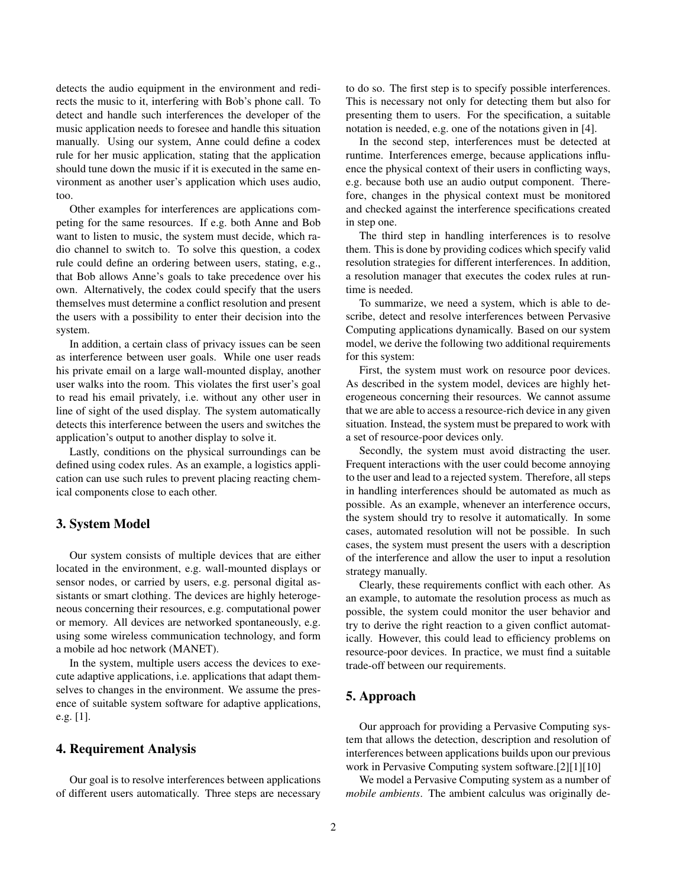detects the audio equipment in the environment and redirects the music to it, interfering with Bob's phone call. To detect and handle such interferences the developer of the music application needs to foresee and handle this situation manually. Using our system, Anne could define a codex rule for her music application, stating that the application should tune down the music if it is executed in the same environment as another user's application which uses audio, too.

Other examples for interferences are applications competing for the same resources. If e.g. both Anne and Bob want to listen to music, the system must decide, which radio channel to switch to. To solve this question, a codex rule could define an ordering between users, stating, e.g., that Bob allows Anne's goals to take precedence over his own. Alternatively, the codex could specify that the users themselves must determine a conflict resolution and present the users with a possibility to enter their decision into the system.

In addition, a certain class of privacy issues can be seen as interference between user goals. While one user reads his private email on a large wall-mounted display, another user walks into the room. This violates the first user's goal to read his email privately, i.e. without any other user in line of sight of the used display. The system automatically detects this interference between the users and switches the application's output to another display to solve it.

Lastly, conditions on the physical surroundings can be defined using codex rules. As an example, a logistics application can use such rules to prevent placing reacting chemical components close to each other.

## 3. System Model

Our system consists of multiple devices that are either located in the environment, e.g. wall-mounted displays or sensor nodes, or carried by users, e.g. personal digital assistants or smart clothing. The devices are highly heterogeneous concerning their resources, e.g. computational power or memory. All devices are networked spontaneously, e.g. using some wireless communication technology, and form a mobile ad hoc network (MANET).

In the system, multiple users access the devices to execute adaptive applications, i.e. applications that adapt themselves to changes in the environment. We assume the presence of suitable system software for adaptive applications, e.g. [1].

## 4. Requirement Analysis

Our goal is to resolve interferences between applications of different users automatically. Three steps are necessary to do so. The first step is to specify possible interferences. This is necessary not only for detecting them but also for presenting them to users. For the specification, a suitable notation is needed, e.g. one of the notations given in [4].

In the second step, interferences must be detected at runtime. Interferences emerge, because applications influence the physical context of their users in conflicting ways, e.g. because both use an audio output component. Therefore, changes in the physical context must be monitored and checked against the interference specifications created in step one.

The third step in handling interferences is to resolve them. This is done by providing codices which specify valid resolution strategies for different interferences. In addition, a resolution manager that executes the codex rules at runtime is needed.

To summarize, we need a system, which is able to describe, detect and resolve interferences between Pervasive Computing applications dynamically. Based on our system model, we derive the following two additional requirements for this system:

First, the system must work on resource poor devices. As described in the system model, devices are highly heterogeneous concerning their resources. We cannot assume that we are able to access a resource-rich device in any given situation. Instead, the system must be prepared to work with a set of resource-poor devices only.

Secondly, the system must avoid distracting the user. Frequent interactions with the user could become annoying to the user and lead to a rejected system. Therefore, all steps in handling interferences should be automated as much as possible. As an example, whenever an interference occurs, the system should try to resolve it automatically. In some cases, automated resolution will not be possible. In such cases, the system must present the users with a description of the interference and allow the user to input a resolution strategy manually.

Clearly, these requirements conflict with each other. As an example, to automate the resolution process as much as possible, the system could monitor the user behavior and try to derive the right reaction to a given conflict automatically. However, this could lead to efficiency problems on resource-poor devices. In practice, we must find a suitable trade-off between our requirements.

## 5. Approach

Our approach for providing a Pervasive Computing system that allows the detection, description and resolution of interferences between applications builds upon our previous work in Pervasive Computing system software.[2][1][10]

We model a Pervasive Computing system as a number of *mobile ambients*. The ambient calculus was originally de-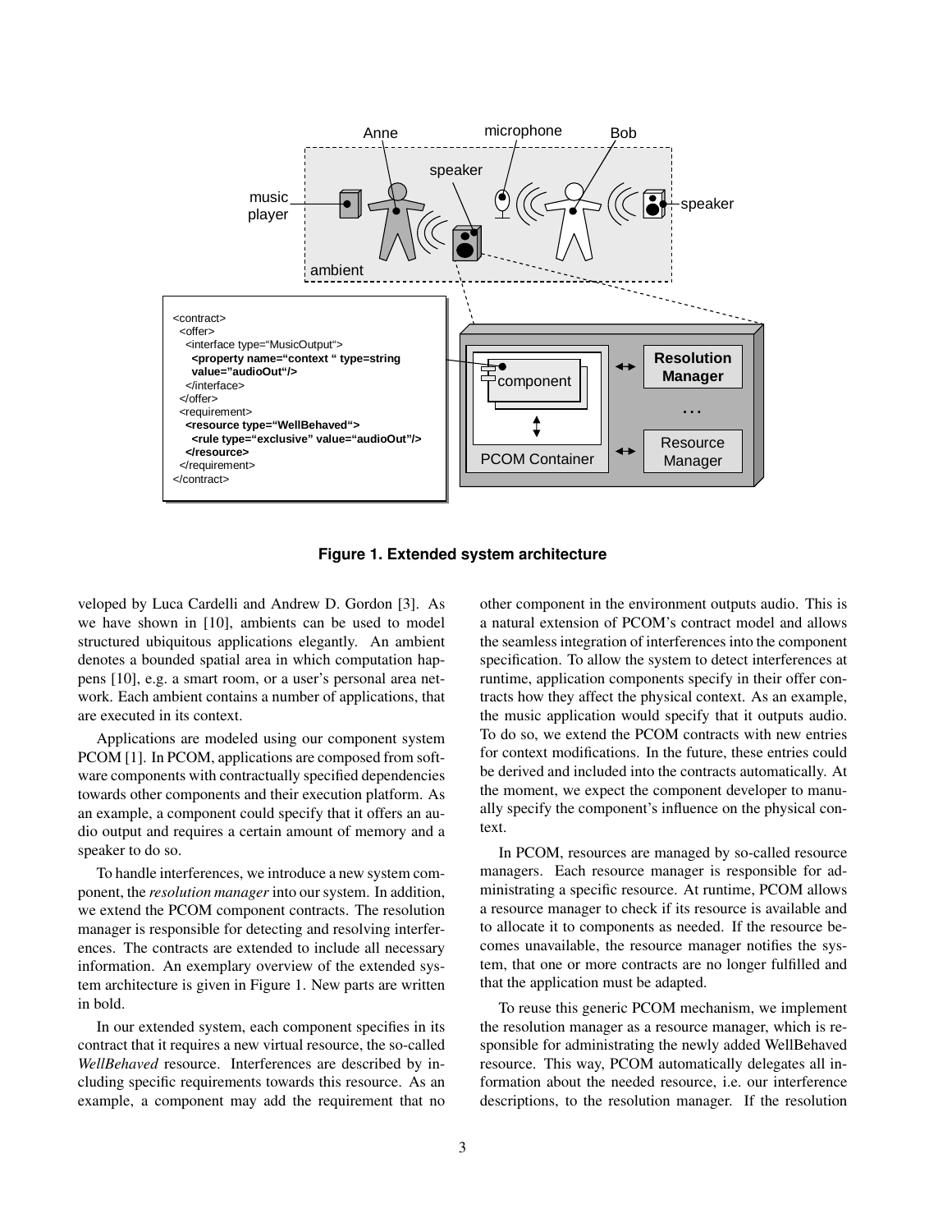**Figure 1. Extended system architecture**

veloped by Luca Cardelli and Andrew D. Gordon [3]. As we have shown in [10], ambients can be used to model structured ubiquitous applications elegantly. An ambient denotes a bounded spatial area in which computation happens [10], e.g. a smart room, or a user's personal area network. Each ambient contains a number of applications, that are executed in its context.

Applications are modeled using our component system PCOM [1]. In PCOM, applications are composed from software components with contractually specified dependencies towards other components and their execution platform. As an example, a component could specify that it offers an audio output and requires a certain amount of memory and a speaker to do so.

To handle interferences, we introduce a new system component, the *resolution manager* into our system. In addition, we extend the PCOM component contracts. The resolution manager is responsible for detecting and resolving interferences. The contracts are extended to include all necessary information. An exemplary overview of the extended system architecture is given in Figure 1. New parts are written in bold.

In our extended system, each component specifies in its contract that it requires a new virtual resource, the so-called *WellBehaved* resource. Interferences are described by including specific requirements towards this resource. As an example, a component may add the requirement that no other component in the environment outputs audio. This is a natural extension of PCOM's contract model and allows the seamless integration of interferences into the component specification. To allow the system to detect interferences at runtime, application components specify in their offer contracts how they affect the physical context. As an example, the music application would specify that it outputs audio. To do so, we extend the PCOM contracts with new entries for context modifications. In the future, these entries could be derived and included into the contracts automatically. At the moment, we expect the component developer to manually specify the component's influence on the physical context.

In PCOM, resources are managed by so-called resource managers. Each resource manager is responsible for administrating a specific resource. At runtime, PCOM allows a resource manager to check if its resource is available and to allocate it to components as needed. If the resource becomes unavailable, the resource manager notifies the system, that one or more contracts are no longer fulfilled and that the application must be adapted.

To reuse this generic PCOM mechanism, we implement the resolution manager as a resource manager, which is responsible for administrating the newly added WellBehaved resource. This way, PCOM automatically delegates all information about the needed resource, i.e. our interference descriptions, to the resolution manager. If the resolution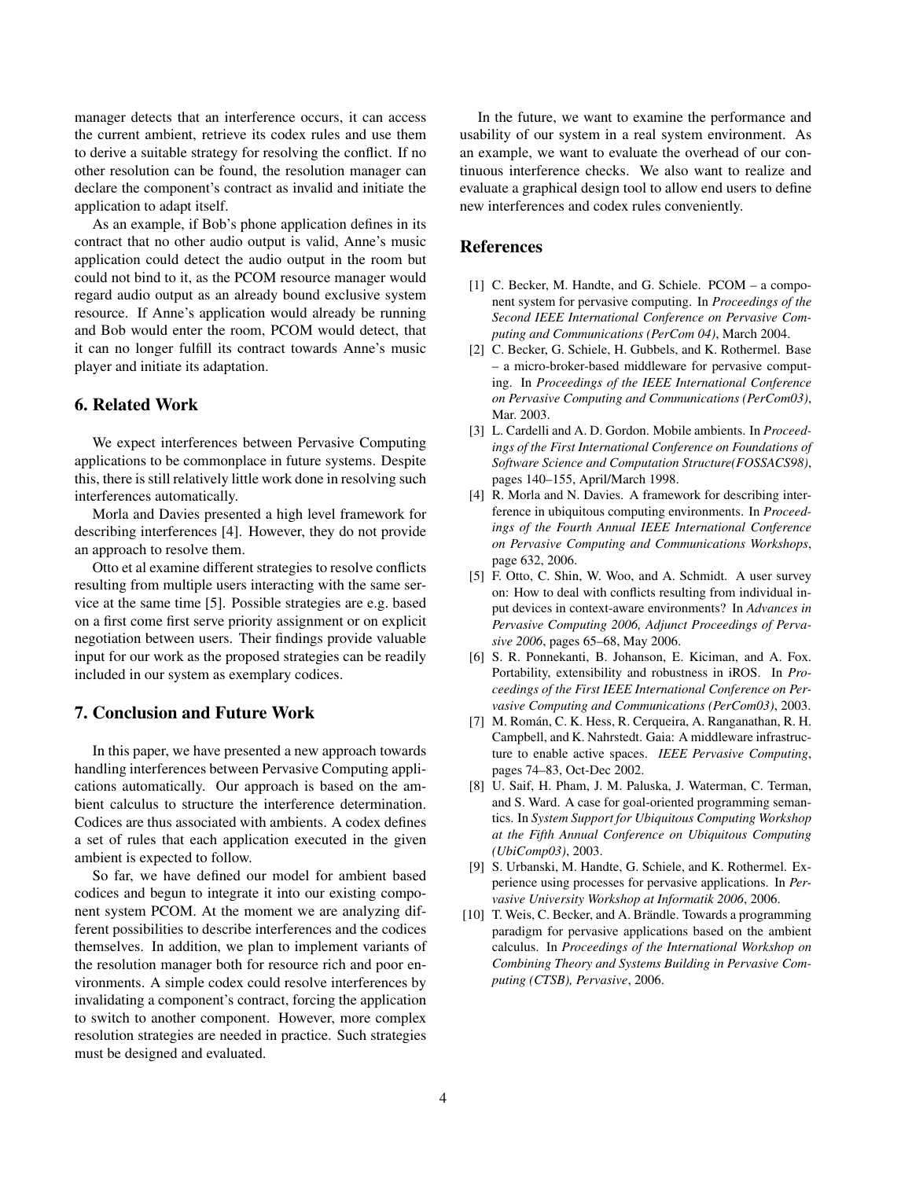manager detects that an interference occurs, it can access the current ambient, retrieve its codex rules and use them to derive a suitable strategy for resolving the conflict. If no other resolution can be found, the resolution manager can declare the component's contract as invalid and initiate the application to adapt itself.

As an example, if Bob's phone application defines in its contract that no other audio output is valid, Anne's music application could detect the audio output in the room but could not bind to it, as the PCOM resource manager would regard audio output as an already bound exclusive system resource. If Anne's application would already be running and Bob would enter the room, PCOM would detect, that it can no longer fulfill its contract towards Anne's music player and initiate its adaptation.

## 6. Related Work

We expect interferences between Pervasive Computing applications to be commonplace in future systems. Despite this, there is still relatively little work done in resolving such interferences automatically.

Morla and Davies presented a high level framework for describing interferences [4]. However, they do not provide an approach to resolve them.

Otto et al examine different strategies to resolve conflicts resulting from multiple users interacting with the same service at the same time [5]. Possible strategies are e.g. based on a first come first serve priority assignment or on explicit negotiation between users. Their findings provide valuable input for our work as the proposed strategies can be readily included in our system as exemplary codices.

## 7. Conclusion and Future Work

In this paper, we have presented a new approach towards handling interferences between Pervasive Computing applications automatically. Our approach is based on the ambient calculus to structure the interference determination. Codices are thus associated with ambients. A codex defines a set of rules that each application executed in the given ambient is expected to follow.

So far, we have defined our model for ambient based codices and begun to integrate it into our existing component system PCOM. At the moment we are analyzing different possibilities to describe interferences and the codices themselves. In addition, we plan to implement variants of the resolution manager both for resource rich and poor environments. A simple codex could resolve interferences by invalidating a component's contract, forcing the application to switch to another component. However, more complex resolution strategies are needed in practice. Such strategies must be designed and evaluated.

In the future, we want to examine the performance and usability of our system in a real system environment. As an example, we want to evaluate the overhead of our continuous interference checks. We also want to realize and evaluate a graphical design tool to allow end users to define new interferences and codex rules conveniently.

## References

[1] C. Becker, M. Handte, and G. Schiele. PCOM – a component system for pervasive computing. In *Proceedings of the Second IEEE International Conference on Pervasive Computing and Communications (PerCom 04)*, March 2004.

[2] C. Becker, G. Schiele, H. Gubbels, and K. Rothermel. Base – a micro-broker-based middleware for pervasive computing. In *Proceedings of the IEEE International Conference on Pervasive Computing and Communications (PerCom03)*, Mar. 2003.

[3] L. Cardelli and A. D. Gordon. Mobile ambients. In *Proceedings of the First International Conference on Foundations of Software Science and Computation Structure(FOSSACS98)*, pages 140–155, April/March 1998.

[4] R. Morla and N. Davies. A framework for describing interference in ubiquitous computing environments. In *Proceedings of the Fourth Annual IEEE International Conference on Pervasive Computing and Communications Workshops*, page 632, 2006.

[5] F. Otto, C. Shin, W. Woo, and A. Schmidt. A user survey on: How to deal with conflicts resulting from individual input devices in context-aware environments? In *Advances in Pervasive Computing 2006, Adjunct Proceedings of Pervasive 2006*, pages 65–68, May 2006.

[6] S. R. Ponnekanti, B. Johanson, E. Kiciman, and A. Fox. Portability, extensibility and robustness in iROS. In *Proceedings of the First IEEE International Conference on Pervasive Computing and Communications (PerCom03)*, 2003.

[7] M. Román, C. K. Hess, R. Cerqueira, A. Ranganathan, R. H. Campbell, and K. Nahrstedt. Gaia: A middleware infrastructure to enable active spaces. *IEEE Pervasive Computing*, pages 74–83, Oct-Dec 2002.

[8] U. Saif, H. Pham, J. M. Paluska, J. Waterman, C. Terman, and S. Ward. A case for goal-oriented programming semantics. In *System Support for Ubiquitous Computing Workshop at the Fifth Annual Conference on Ubiquitous Computing (UbiComp03)*, 2003.

[9] S. Urbanski, M. Handte, G. Schiele, and K. Rothermel. Experience using processes for pervasive applications. In *Pervasive University Workshop at Informatik 2006*, 2006.

[10] T. Weis, C. Becker, and A. Brändle. Towards a programming paradigm for pervasive applications based on the ambient calculus. In *Proceedings of the International Workshop on Combining Theory and Systems Building in Pervasive Computing (CTSB), Pervasive*, 2006.